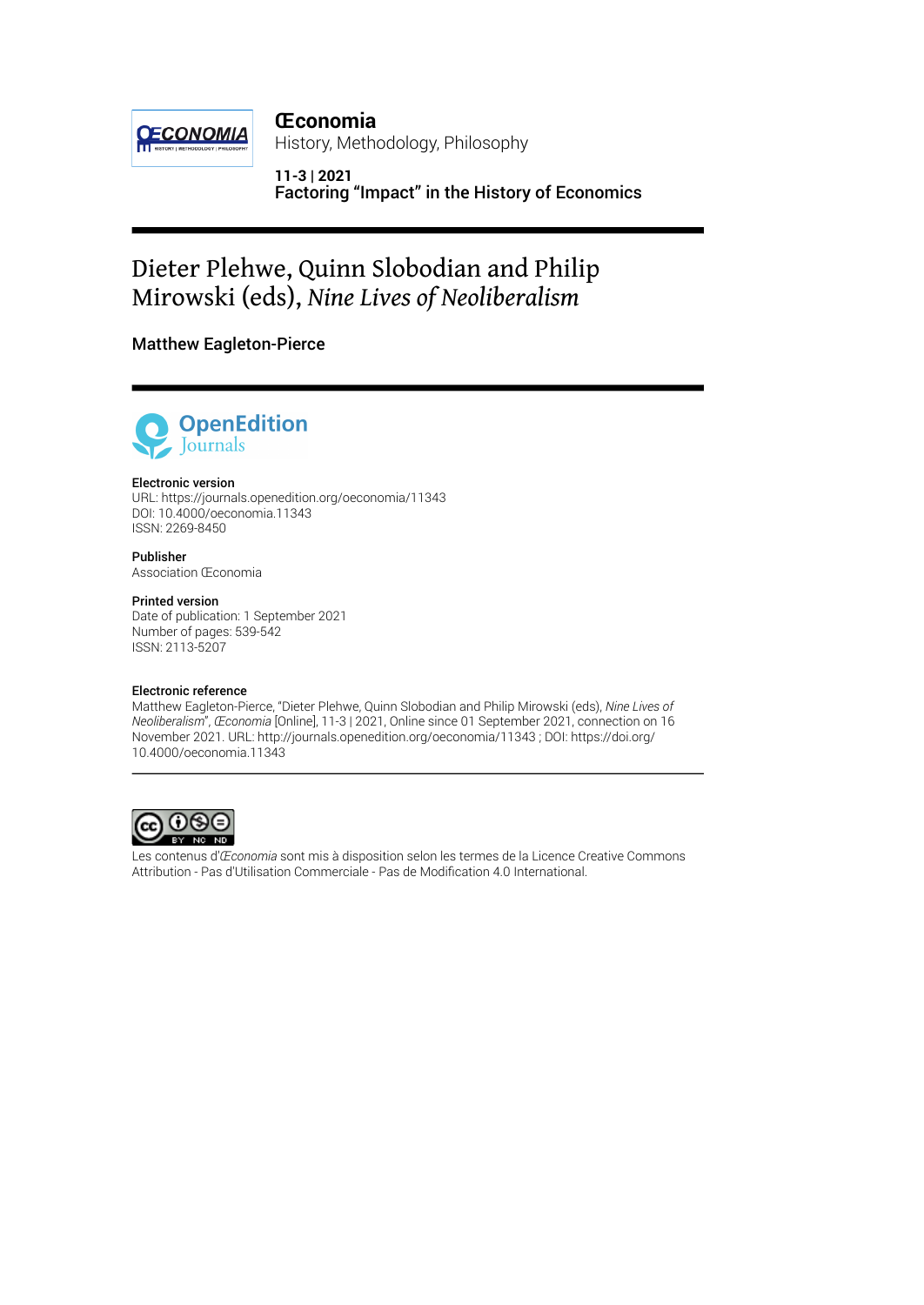**Œconomia**
History, Methodology, Philosophy

**11-3 | 2021**
**Factoring “Impact” in the History of Economics**

# Dieter Plehwe, Quinn Slobodian and Philip Mirowski (eds), *Nine Lives of Neoliberalism*

**Matthew Eagleton-Pierce**

**Electronic version**
URL: https://journals.openedition.org/oeconomia/11343
DOI: 10.4000/oeconomia.11343
ISSN: 2269-8450

**Publisher**
Association Œconomia

**Printed version**
Date of publication: 1 September 2021
Number of pages: 539-542
ISSN: 2113-5207

**Electronic reference**
Matthew Eagleton-Pierce, “Dieter Plehwe, Quinn Slobodian and Philip Mirowski (eds), *Nine Lives of Neoliberalism*”, *Œconomia* [Online], 11-3 | 2021, Online since 01 September 2021, connection on 16 November 2021. URL: http://journals.openedition.org/oeconomia/11343 ; DOI: https://doi.org/10.4000/oeconomia.11343

Les contenus d’*Œconomia* sont mis à disposition selon les termes de la Licence Creative Commons Attribution - Pas d'Utilisation Commerciale - Pas de Modification 4.0 International.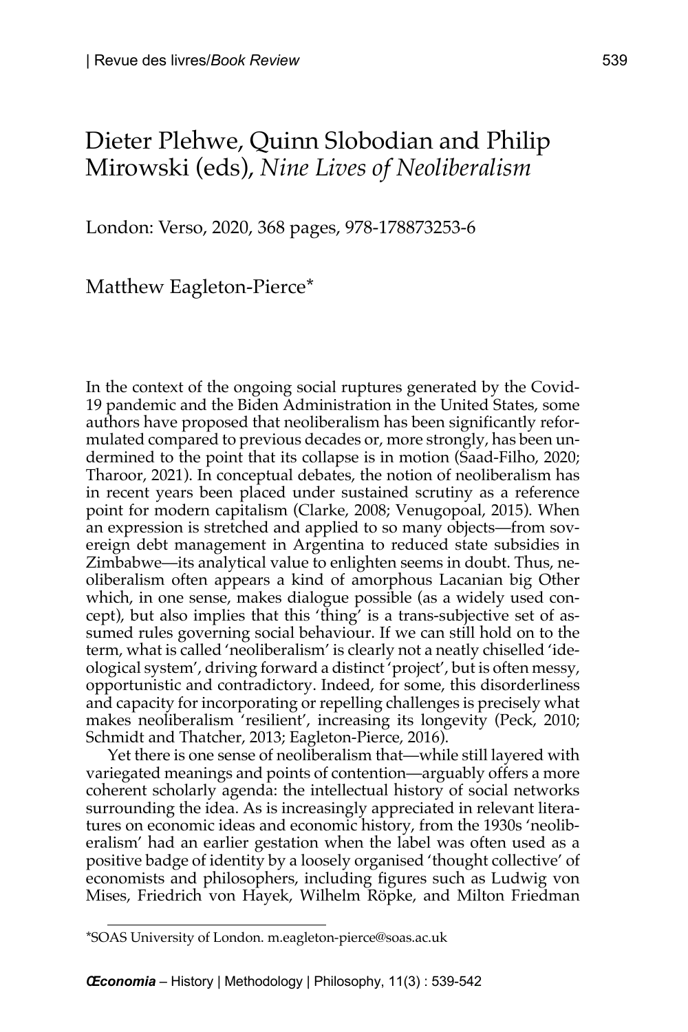# Dieter Plehwe, Quinn Slobodian and Philip Mirowski (eds), *Nine Lives of Neoliberalism*

London: Verso, 2020, 368 pages, 978-178873253-6

Matthew Eagleton-Pierce*

In the context of the ongoing social ruptures generated by the Covid-19 pandemic and the Biden Administration in the United States, some authors have proposed that neoliberalism has been significantly reformulated compared to previous decades or, more strongly, has been undermined to the point that its collapse is in motion (Saad-Filho, 2020; Tharoor, 2021). In conceptual debates, the notion of neoliberalism has in recent years been placed under sustained scrutiny as a reference point for modern capitalism (Clarke, 2008; Venugopoal, 2015). When an expression is stretched and applied to so many objects—from sovereign debt management in Argentina to reduced state subsidies in Zimbabwe—its analytical value to enlighten seems in doubt. Thus, neoliberalism often appears a kind of amorphous Lacanian big Other which, in one sense, makes dialogue possible (as a widely used concept), but also implies that this 'thing' is a trans-subjective set of assumed rules governing social behaviour. If we can still hold on to the term, what is called 'neoliberalism' is clearly not a neatly chiselled 'ideological system', driving forward a distinct 'project', but is often messy, opportunistic and contradictory. Indeed, for some, this disorderliness and capacity for incorporating or repelling challenges is precisely what makes neoliberalism 'resilient', increasing its longevity (Peck, 2010; Schmidt and Thatcher, 2013; Eagleton-Pierce, 2016).

Yet there is one sense of neoliberalism that—while still layered with variegated meanings and points of contention—arguably offers a more coherent scholarly agenda: the intellectual history of social networks surrounding the idea. As is increasingly appreciated in relevant literatures on economic ideas and economic history, from the 1930s 'neoliberalism' had an earlier gestation when the label was often used as a positive badge of identity by a loosely organised 'thought collective' of economists and philosophers, including figures such as Ludwig von Mises, Friedrich von Hayek, Wilhelm Röpke, and Milton Friedman

*SOAS University of London. m.eagleton-pierce@soas.ac.uk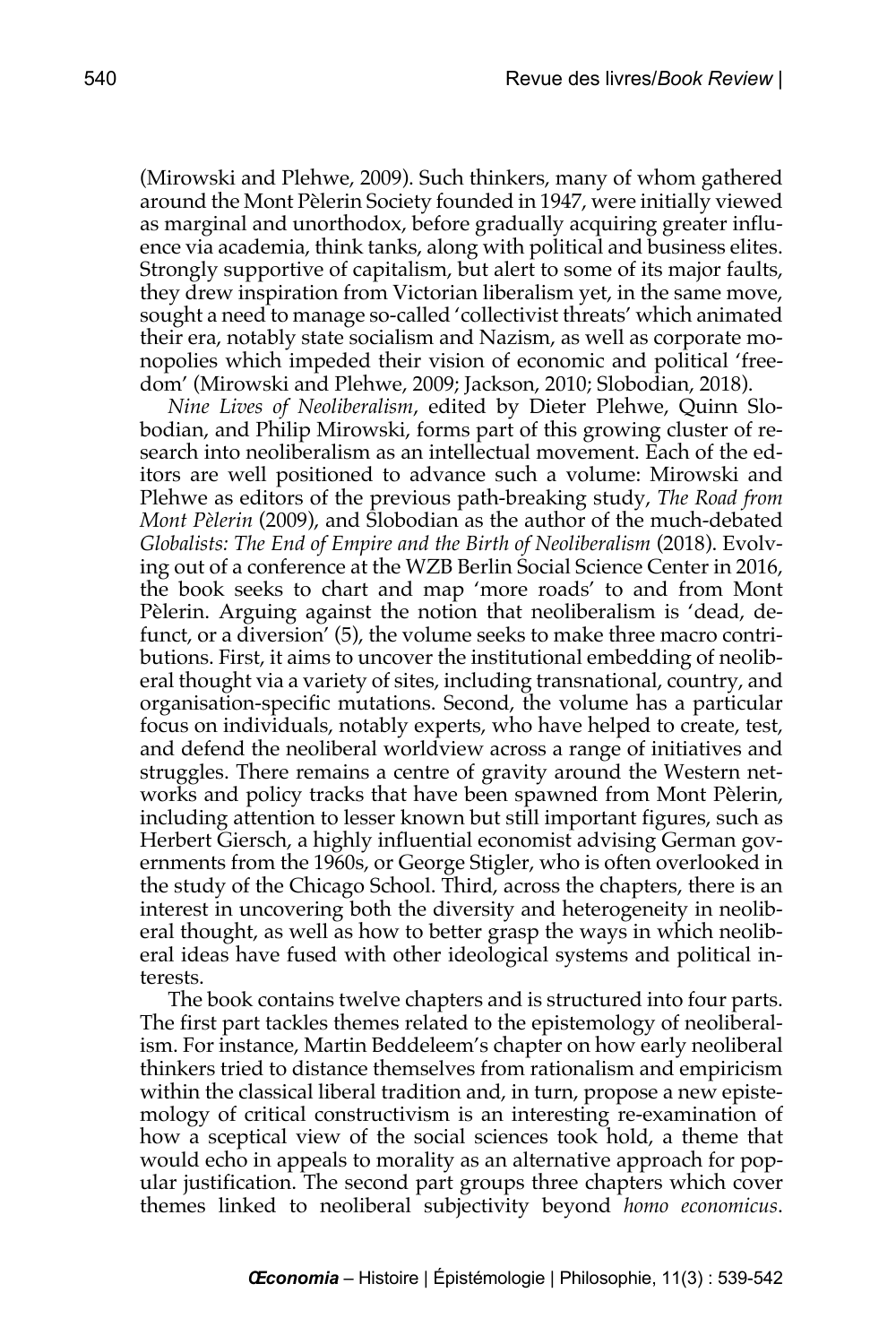(Mirowski and Plehwe, 2009). Such thinkers, many of whom gathered around the Mont Pèlerin Society founded in 1947, were initially viewed as marginal and unorthodox, before gradually acquiring greater influence via academia, think tanks, along with political and business elites. Strongly supportive of capitalism, but alert to some of its major faults, they drew inspiration from Victorian liberalism yet, in the same move, sought a need to manage so-called 'collectivist threats' which animated their era, notably state socialism and Nazism, as well as corporate monopolies which impeded their vision of economic and political 'freedom' (Mirowski and Plehwe, 2009; Jackson, 2010; Slobodian, 2018).

*Nine Lives of Neoliberalism*, edited by Dieter Plehwe, Quinn Slobodian, and Philip Mirowski, forms part of this growing cluster of research into neoliberalism as an intellectual movement. Each of the editors are well positioned to advance such a volume: Mirowski and Plehwe as editors of the previous path-breaking study, *The Road from Mont Pèlerin* (2009), and Slobodian as the author of the much-debated *Globalists: The End of Empire and the Birth of Neoliberalism* (2018). Evolving out of a conference at the WZB Berlin Social Science Center in 2016, the book seeks to chart and map 'more roads' to and from Mont Pèlerin. Arguing against the notion that neoliberalism is 'dead, defunct, or a diversion' (5), the volume seeks to make three macro contributions. First, it aims to uncover the institutional embedding of neoliberal thought via a variety of sites, including transnational, country, and organisation-specific mutations. Second, the volume has a particular focus on individuals, notably experts, who have helped to create, test, and defend the neoliberal worldview across a range of initiatives and struggles. There remains a centre of gravity around the Western networks and policy tracks that have been spawned from Mont Pèlerin, including attention to lesser known but still important figures, such as Herbert Giersch, a highly influential economist advising German governments from the 1960s, or George Stigler, who is often overlooked in the study of the Chicago School. Third, across the chapters, there is an interest in uncovering both the diversity and heterogeneity in neoliberal thought, as well as how to better grasp the ways in which neoliberal ideas have fused with other ideological systems and political interests.

The book contains twelve chapters and is structured into four parts. The first part tackles themes related to the epistemology of neoliberalism. For instance, Martin Beddeleem's chapter on how early neoliberal thinkers tried to distance themselves from rationalism and empiricism within the classical liberal tradition and, in turn, propose a new epistemology of critical constructivism is an interesting re-examination of how a sceptical view of the social sciences took hold, a theme that would echo in appeals to morality as an alternative approach for popular justification. The second part groups three chapters which cover themes linked to neoliberal subjectivity beyond *homo economicus*.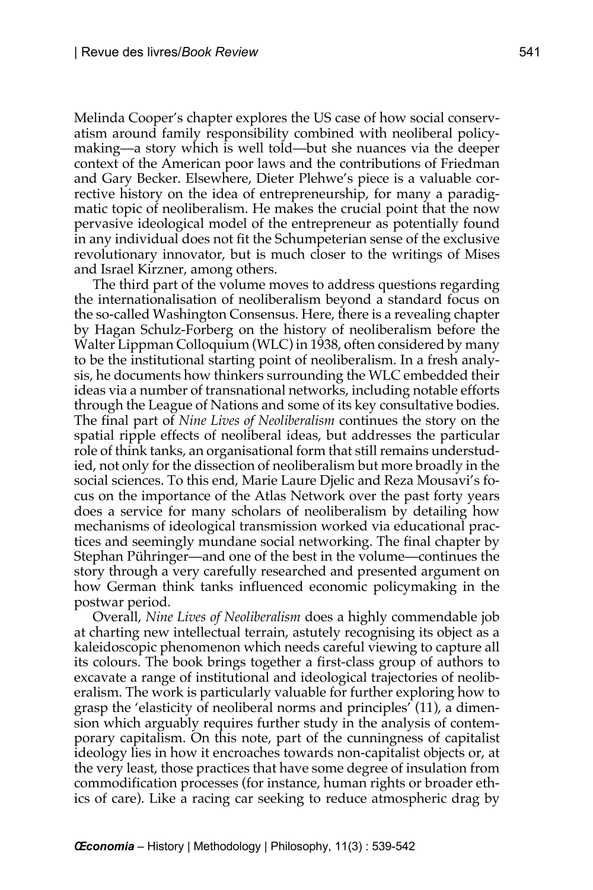Melinda Cooper's chapter explores the US case of how social conservatism around family responsibility combined with neoliberal policy-making—a story which is well told—but she nuances via the deeper context of the American poor laws and the contributions of Friedman and Gary Becker. Elsewhere, Dieter Plehwe's piece is a valuable corrective history on the idea of entrepreneurship, for many a paradigmatic topic of neoliberalism. He makes the crucial point that the now pervasive ideological model of the entrepreneur as potentially found in any individual does not fit the Schumpeterian sense of the exclusive revolutionary innovator, but is much closer to the writings of Mises and Israel Kirzner, among others.

The third part of the volume moves to address questions regarding the internationalisation of neoliberalism beyond a standard focus on the so-called Washington Consensus. Here, there is a revealing chapter by Hagan Schulz-Forberg on the history of neoliberalism before the Walter Lippman Colloquium (WLC) in 1938, often considered by many to be the institutional starting point of neoliberalism. In a fresh analysis, he documents how thinkers surrounding the WLC embedded their ideas via a number of transnational networks, including notable efforts through the League of Nations and some of its key consultative bodies. The final part of *Nine Lives of Neoliberalism* continues the story on the spatial ripple effects of neoliberal ideas, but addresses the particular role of think tanks, an organisational form that still remains understudied, not only for the dissection of neoliberalism but more broadly in the social sciences. To this end, Marie Laure Djelic and Reza Mousavi's focus on the importance of the Atlas Network over the past forty years does a service for many scholars of neoliberalism by detailing how mechanisms of ideological transmission worked via educational practices and seemingly mundane social networking. The final chapter by Stephan Pühringer—and one of the best in the volume—continues the story through a very carefully researched and presented argument on how German think tanks influenced economic policymaking in the postwar period.

Overall, *Nine Lives of Neoliberalism* does a highly commendable job at charting new intellectual terrain, astutely recognising its object as a kaleidoscopic phenomenon which needs careful viewing to capture all its colours. The book brings together a first-class group of authors to excavate a range of institutional and ideological trajectories of neoliberalism. The work is particularly valuable for further exploring how to grasp the 'elasticity of neoliberal norms and principles' (11), a dimension which arguably requires further study in the analysis of contemporary capitalism. On this note, part of the cunningness of capitalist ideology lies in how it encroaches towards non-capitalist objects or, at the very least, those practices that have some degree of insulation from commodification processes (for instance, human rights or broader ethics of care). Like a racing car seeking to reduce atmospheric drag by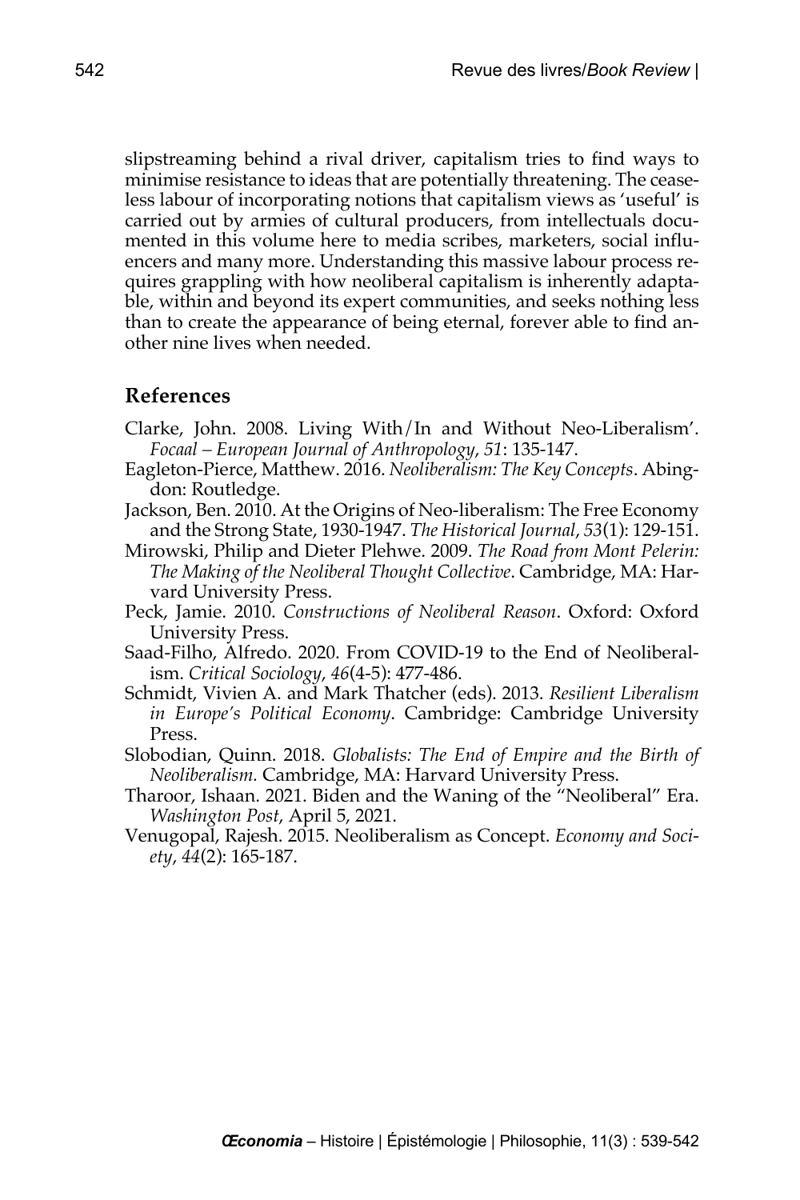slipstreaming behind a rival driver, capitalism tries to find ways to minimise resistance to ideas that are potentially threatening. The ceaseless labour of incorporating notions that capitalism views as 'useful' is carried out by armies of cultural producers, from intellectuals documented in this volume here to media scribes, marketers, social influencers and many more. Understanding this massive labour process requires grappling with how neoliberal capitalism is inherently adaptable, within and beyond its expert communities, and seeks nothing less than to create the appearance of being eternal, forever able to find another nine lives when needed.

## References

Clarke, John. 2008. Living With/In and Without Neo-Liberalism'. *Focaal – European Journal of Anthropology*, *51*: 135-147.

Eagleton-Pierce, Matthew. 2016. *Neoliberalism: The Key Concepts*. Abingdon: Routledge.

Jackson, Ben. 2010. At the Origins of Neo-liberalism: The Free Economy and the Strong State, 1930-1947. *The Historical Journal*, *53*(1): 129-151.

Mirowski, Philip and Dieter Plehwe. 2009. *The Road from Mont Pelerin: The Making of the Neoliberal Thought Collective*. Cambridge, MA: Harvard University Press.

Peck, Jamie. 2010. *Constructions of Neoliberal Reason*. Oxford: Oxford University Press.

Saad-Filho, Alfredo. 2020. From COVID-19 to the End of Neoliberalism. *Critical Sociology*, *46*(4-5): 477-486.

Schmidt, Vivien A. and Mark Thatcher (eds). 2013. *Resilient Liberalism in Europe's Political Economy*. Cambridge: Cambridge University Press.

Slobodian, Quinn. 2018. *Globalists: The End of Empire and the Birth of Neoliberalism.* Cambridge, MA: Harvard University Press.

Tharoor, Ishaan. 2021. Biden and the Waning of the "Neoliberal" Era. *Washington Post*, April 5, 2021.

Venugopal, Rajesh. 2015. Neoliberalism as Concept. *Economy and Society*, *44*(2): 165-187.